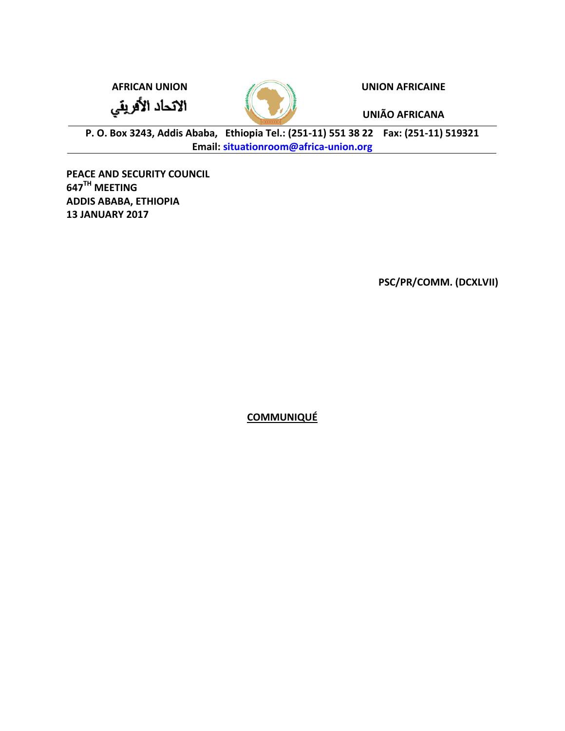**AFRICAN UNION**

**الاتحاد الأفريقي**

**UNION AFRICAINE**

**UNIÃO AFRICANA**

**P. O. Box 3243, Addis Ababa, Ethiopia Tel.: (251-11) 551 38 22 Fax: (251-11) 519321**
**Email: situationroom@africa-union.org**

**PEACE AND SECURITY COUNCIL**
**647TH MEETING**
**ADDIS ABABA, ETHIOPIA**
**13 JANUARY 2017**

**PSC/PR/COMM. (DCXLVII)**

# COMMUNIQUÉ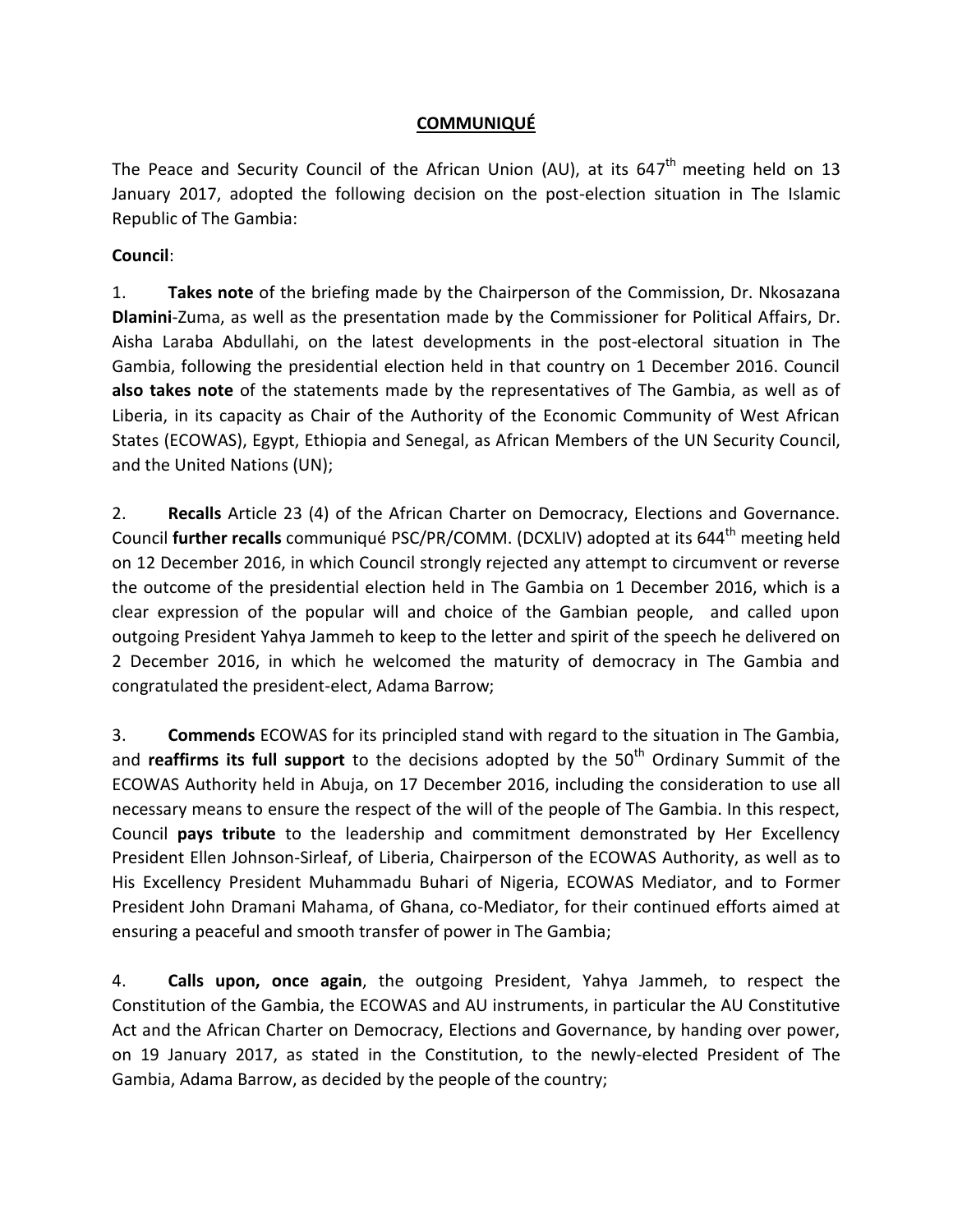**COMMUNIQUÉ**

The Peace and Security Council of the African Union (AU), at its 647th meeting held on 13 January 2017, adopted the following decision on the post-election situation in The Islamic Republic of The Gambia:

**Council**:

1. **Takes note** of the briefing made by the Chairperson of the Commission, Dr. Nkosazana **Dlamini**-Zuma, as well as the presentation made by the Commissioner for Political Affairs, Dr. Aisha Laraba Abdullahi, on the latest developments in the post-electoral situation in The Gambia, following the presidential election held in that country on 1 December 2016. Council **also takes note** of the statements made by the representatives of The Gambia, as well as of Liberia, in its capacity as Chair of the Authority of the Economic Community of West African States (ECOWAS), Egypt, Ethiopia and Senegal, as African Members of the UN Security Council, and the United Nations (UN);

2. **Recalls** Article 23 (4) of the African Charter on Democracy, Elections and Governance. Council **further recalls** communiqué PSC/PR/COMM. (DCXLIV) adopted at its 644th meeting held on 12 December 2016, in which Council strongly rejected any attempt to circumvent or reverse the outcome of the presidential election held in The Gambia on 1 December 2016, which is a clear expression of the popular will and choice of the Gambian people, and called upon outgoing President Yahya Jammeh to keep to the letter and spirit of the speech he delivered on 2 December 2016, in which he welcomed the maturity of democracy in The Gambia and congratulated the president-elect, Adama Barrow;

3. **Commends** ECOWAS for its principled stand with regard to the situation in The Gambia, and **reaffirms its full support** to the decisions adopted by the 50th Ordinary Summit of the ECOWAS Authority held in Abuja, on 17 December 2016, including the consideration to use all necessary means to ensure the respect of the will of the people of The Gambia. In this respect, Council **pays tribute** to the leadership and commitment demonstrated by Her Excellency President Ellen Johnson-Sirleaf, of Liberia, Chairperson of the ECOWAS Authority, as well as to His Excellency President Muhammadu Buhari of Nigeria, ECOWAS Mediator, and to Former President John Dramani Mahama, of Ghana, co-Mediator, for their continued efforts aimed at ensuring a peaceful and smooth transfer of power in The Gambia;

4. **Calls upon, once again**, the outgoing President, Yahya Jammeh, to respect the Constitution of the Gambia, the ECOWAS and AU instruments, in particular the AU Constitutive Act and the African Charter on Democracy, Elections and Governance, by handing over power, on 19 January 2017, as stated in the Constitution, to the newly-elected President of The Gambia, Adama Barrow, as decided by the people of the country;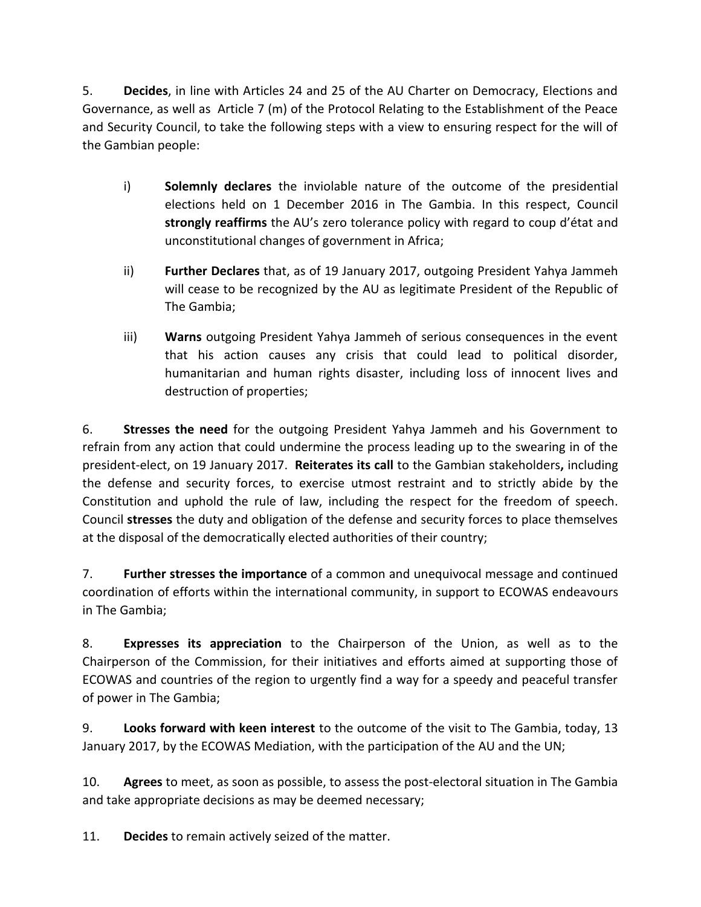5. **Decides**, in line with Articles 24 and 25 of the AU Charter on Democracy, Elections and Governance, as well as Article 7 (m) of the Protocol Relating to the Establishment of the Peace and Security Council, to take the following steps with a view to ensuring respect for the will of the Gambian people:

   i) **Solemnly declares** the inviolable nature of the outcome of the presidential elections held on 1 December 2016 in The Gambia. In this respect, Council **strongly reaffirms** the AU's zero tolerance policy with regard to coup d'état and unconstitutional changes of government in Africa;

   ii) **Further Declares** that, as of 19 January 2017, outgoing President Yahya Jammeh will cease to be recognized by the AU as legitimate President of the Republic of The Gambia;

   iii) **Warns** outgoing President Yahya Jammeh of serious consequences in the event that his action causes any crisis that could lead to political disorder, humanitarian and human rights disaster, including loss of innocent lives and destruction of properties;

6. **Stresses the need** for the outgoing President Yahya Jammeh and his Government to refrain from any action that could undermine the process leading up to the swearing in of the president-elect, on 19 January 2017. **Reiterates its call** to the Gambian stakeholders**,** including the defense and security forces, to exercise utmost restraint and to strictly abide by the Constitution and uphold the rule of law, including the respect for the freedom of speech. Council **stresses** the duty and obligation of the defense and security forces to place themselves at the disposal of the democratically elected authorities of their country;

7. **Further stresses the importance** of a common and unequivocal message and continued coordination of efforts within the international community, in support to ECOWAS endeavours in The Gambia;

8. **Expresses its appreciation** to the Chairperson of the Union, as well as to the Chairperson of the Commission, for their initiatives and efforts aimed at supporting those of ECOWAS and countries of the region to urgently find a way for a speedy and peaceful transfer of power in The Gambia;

9. **Looks forward with keen interest** to the outcome of the visit to The Gambia, today, 13 January 2017, by the ECOWAS Mediation, with the participation of the AU and the UN;

10. **Agrees** to meet, as soon as possible, to assess the post-electoral situation in The Gambia and take appropriate decisions as may be deemed necessary;

11. **Decides** to remain actively seized of the matter.